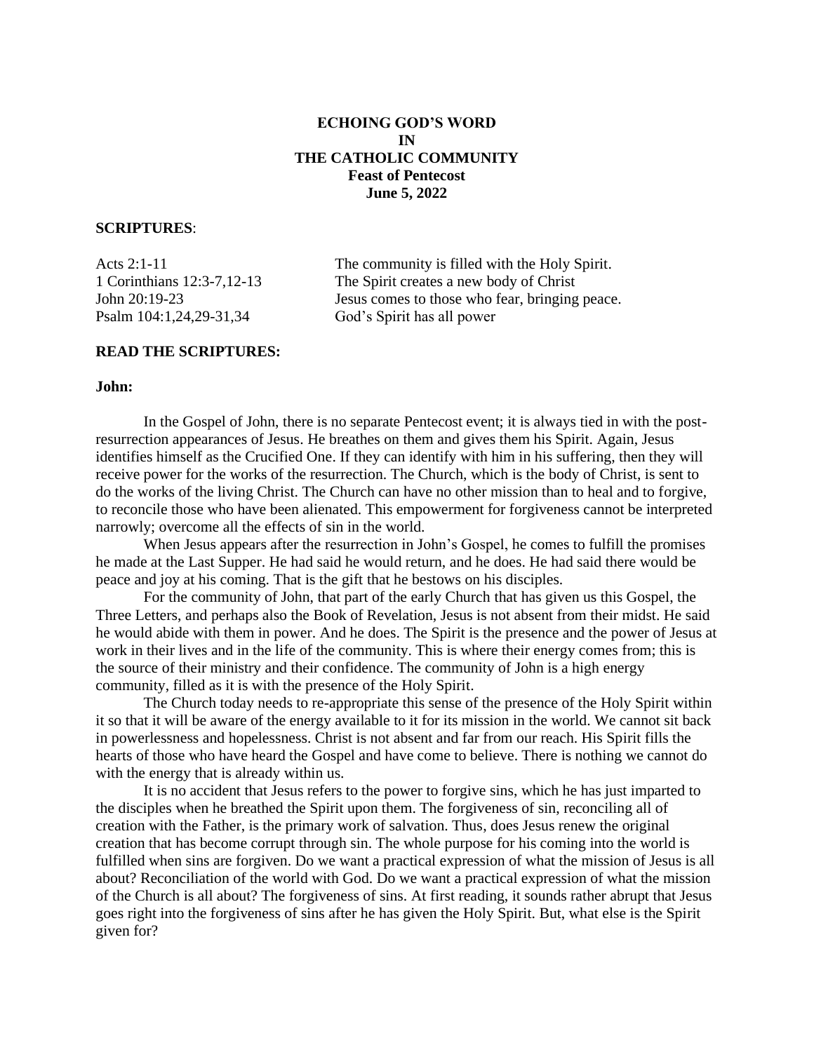# ECHOING GOD'S WORD IN THE CATHOLIC COMMUNITY

## Feast of Pentecost

## June 5, 2022

**SCRIPTURES**:

| | |
|---|---|
| Acts 2:1-11 | The community is filled with the Holy Spirit. |
| 1 Corinthians 12:3-7,12-13 | The Spirit creates a new body of Christ |
| John 20:19-23 | Jesus comes to those who fear, bringing peace. |
| Psalm 104:1,24,29-31,34 | God's Spirit has all power |

**READ THE SCRIPTURES:**

**John:**

In the Gospel of John, there is no separate Pentecost event; it is always tied in with the post-resurrection appearances of Jesus. He breathes on them and gives them his Spirit. Again, Jesus identifies himself as the Crucified One. If they can identify with him in his suffering, then they will receive power for the works of the resurrection. The Church, which is the body of Christ, is sent to do the works of the living Christ. The Church can have no other mission than to heal and to forgive, to reconcile those who have been alienated. This empowerment for forgiveness cannot be interpreted narrowly; overcome all the effects of sin in the world.

When Jesus appears after the resurrection in John's Gospel, he comes to fulfill the promises he made at the Last Supper. He had said he would return, and he does. He had said there would be peace and joy at his coming. That is the gift that he bestows on his disciples.

For the community of John, that part of the early Church that has given us this Gospel, the Three Letters, and perhaps also the Book of Revelation, Jesus is not absent from their midst. He said he would abide with them in power. And he does. The Spirit is the presence and the power of Jesus at work in their lives and in the life of the community. This is where their energy comes from; this is the source of their ministry and their confidence. The community of John is a high energy community, filled as it is with the presence of the Holy Spirit.

The Church today needs to re-appropriate this sense of the presence of the Holy Spirit within it so that it will be aware of the energy available to it for its mission in the world. We cannot sit back in powerlessness and hopelessness. Christ is not absent and far from our reach. His Spirit fills the hearts of those who have heard the Gospel and have come to believe. There is nothing we cannot do with the energy that is already within us.

It is no accident that Jesus refers to the power to forgive sins, which he has just imparted to the disciples when he breathed the Spirit upon them. The forgiveness of sin, reconciling all of creation with the Father, is the primary work of salvation. Thus, does Jesus renew the original creation that has become corrupt through sin. The whole purpose for his coming into the world is fulfilled when sins are forgiven. Do we want a practical expression of what the mission of Jesus is all about? Reconciliation of the world with God. Do we want a practical expression of what the mission of the Church is all about? The forgiveness of sins. At first reading, it sounds rather abrupt that Jesus goes right into the forgiveness of sins after he has given the Holy Spirit. But, what else is the Spirit given for?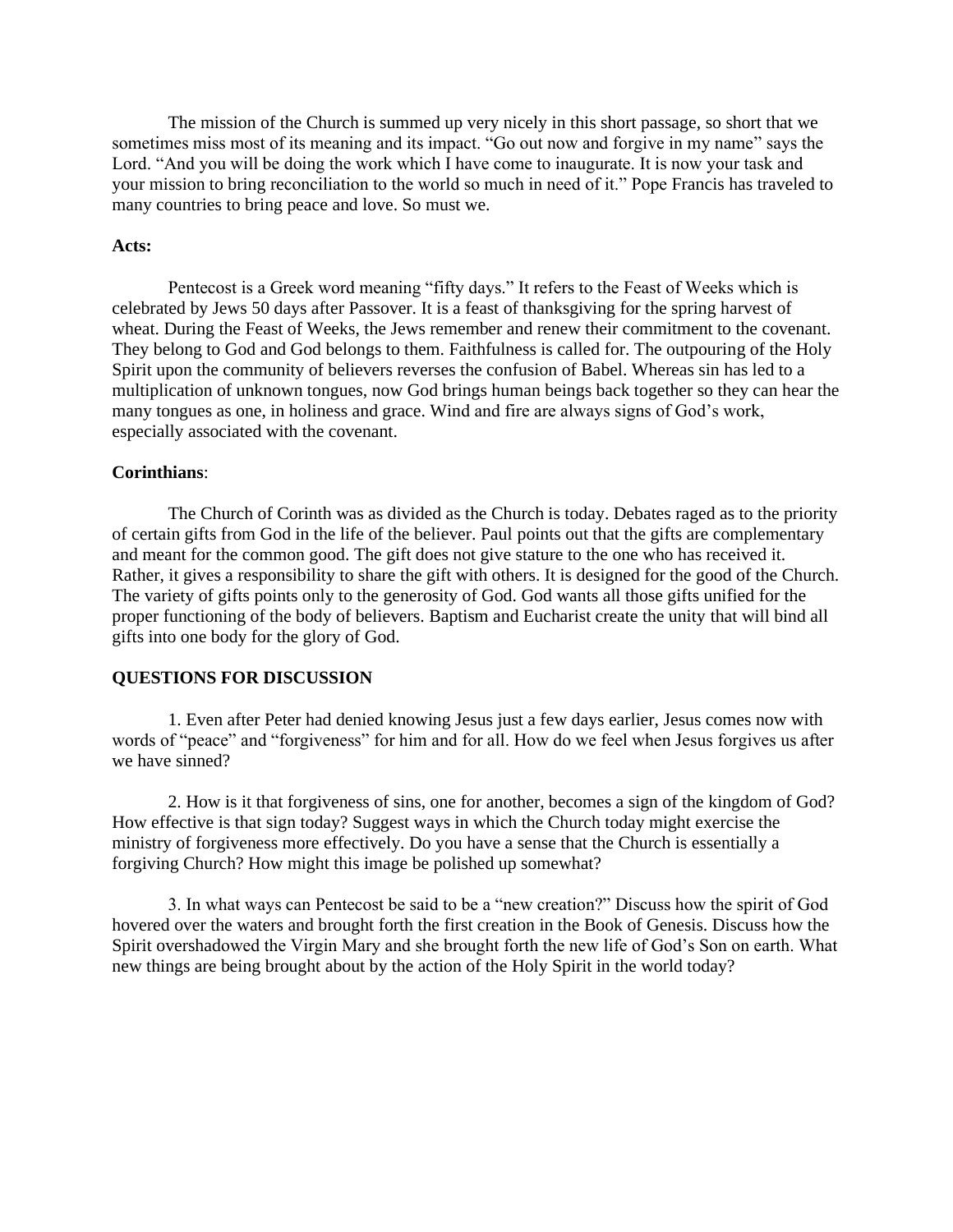The mission of the Church is summed up very nicely in this short passage, so short that we sometimes miss most of its meaning and its impact. "Go out now and forgive in my name" says the Lord. "And you will be doing the work which I have come to inaugurate. It is now your task and your mission to bring reconciliation to the world so much in need of it." Pope Francis has traveled to many countries to bring peace and love. So must we.

**Acts:**

Pentecost is a Greek word meaning "fifty days." It refers to the Feast of Weeks which is celebrated by Jews 50 days after Passover. It is a feast of thanksgiving for the spring harvest of wheat. During the Feast of Weeks, the Jews remember and renew their commitment to the covenant. They belong to God and God belongs to them. Faithfulness is called for. The outpouring of the Holy Spirit upon the community of believers reverses the confusion of Babel. Whereas sin has led to a multiplication of unknown tongues, now God brings human beings back together so they can hear the many tongues as one, in holiness and grace. Wind and fire are always signs of God's work, especially associated with the covenant.

**Corinthians**:

The Church of Corinth was as divided as the Church is today. Debates raged as to the priority of certain gifts from God in the life of the believer. Paul points out that the gifts are complementary and meant for the common good. The gift does not give stature to the one who has received it. Rather, it gives a responsibility to share the gift with others. It is designed for the good of the Church. The variety of gifts points only to the generosity of God. God wants all those gifts unified for the proper functioning of the body of believers. Baptism and Eucharist create the unity that will bind all gifts into one body for the glory of God.

**QUESTIONS FOR DISCUSSION**

1. Even after Peter had denied knowing Jesus just a few days earlier, Jesus comes now with words of "peace" and "forgiveness" for him and for all. How do we feel when Jesus forgives us after we have sinned?

2. How is it that forgiveness of sins, one for another, becomes a sign of the kingdom of God? How effective is that sign today? Suggest ways in which the Church today might exercise the ministry of forgiveness more effectively. Do you have a sense that the Church is essentially a forgiving Church? How might this image be polished up somewhat?

3. In what ways can Pentecost be said to be a "new creation?" Discuss how the spirit of God hovered over the waters and brought forth the first creation in the Book of Genesis. Discuss how the Spirit overshadowed the Virgin Mary and she brought forth the new life of God's Son on earth. What new things are being brought about by the action of the Holy Spirit in the world today?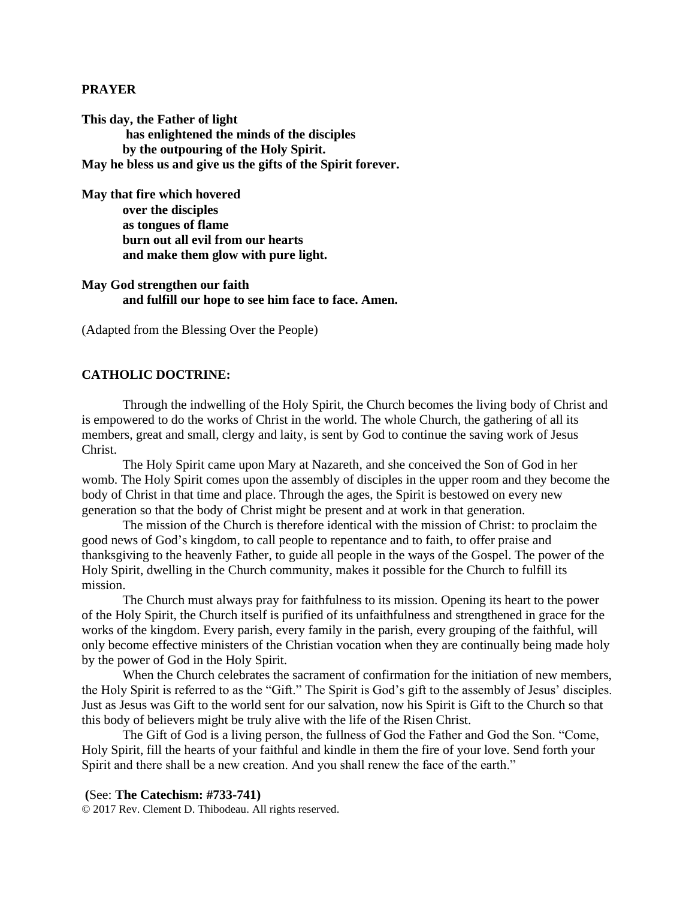**PRAYER**

**This day, the Father of light**
**has enlightened the minds of the disciples**
**by the outpouring of the Holy Spirit.**
**May he bless us and give us the gifts of the Spirit forever.**

**May that fire which hovered**
**over the disciples**
**as tongues of flame**
**burn out all evil from our hearts**
**and make them glow with pure light.**

**May God strengthen our faith**
**and fulfill our hope to see him face to face. Amen.**

(Adapted from the Blessing Over the People)

**CATHOLIC DOCTRINE:**

Through the indwelling of the Holy Spirit, the Church becomes the living body of Christ and is empowered to do the works of Christ in the world. The whole Church, the gathering of all its members, great and small, clergy and laity, is sent by God to continue the saving work of Jesus Christ.

The Holy Spirit came upon Mary at Nazareth, and she conceived the Son of God in her womb. The Holy Spirit comes upon the assembly of disciples in the upper room and they become the body of Christ in that time and place. Through the ages, the Spirit is bestowed on every new generation so that the body of Christ might be present and at work in that generation.

The mission of the Church is therefore identical with the mission of Christ: to proclaim the good news of God's kingdom, to call people to repentance and to faith, to offer praise and thanksgiving to the heavenly Father, to guide all people in the ways of the Gospel. The power of the Holy Spirit, dwelling in the Church community, makes it possible for the Church to fulfill its mission.

The Church must always pray for faithfulness to its mission. Opening its heart to the power of the Holy Spirit, the Church itself is purified of its unfaithfulness and strengthened in grace for the works of the kingdom. Every parish, every family in the parish, every grouping of the faithful, will only become effective ministers of the Christian vocation when they are continually being made holy by the power of God in the Holy Spirit.

When the Church celebrates the sacrament of confirmation for the initiation of new members, the Holy Spirit is referred to as the "Gift." The Spirit is God's gift to the assembly of Jesus' disciples. Just as Jesus was Gift to the world sent for our salvation, now his Spirit is Gift to the Church so that this body of believers might be truly alive with the life of the Risen Christ.

The Gift of God is a living person, the fullness of God the Father and God the Son. "Come, Holy Spirit, fill the hearts of your faithful and kindle in them the fire of your love. Send forth your Spirit and there shall be a new creation. And you shall renew the face of the earth."

**(**See: **The Catechism: #733-741)**

© 2017 Rev. Clement D. Thibodeau. All rights reserved.